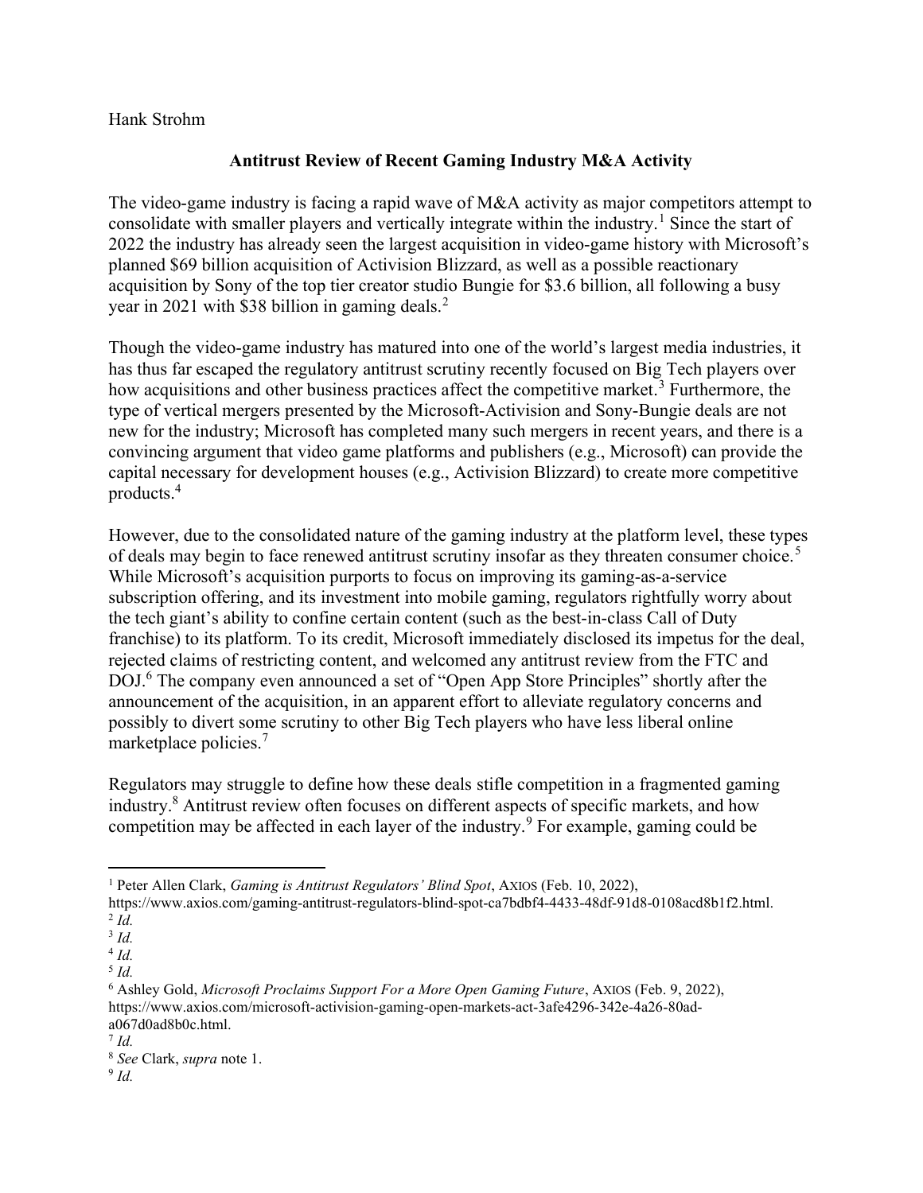Hank Strohm

## Antitrust Review of Recent Gaming Industry M&A Activity

The video-game industry is facing a rapid wave of M&A activity as major competitors attempt to consolidate with smaller players and vertically integrate within the industry.[1] Since the start of 2022 the industry has already seen the largest acquisition in video-game history with Microsoft's planned $69 billion acquisition of Activision Blizzard, as well as a possible reactionary acquisition by Sony of the top tier creator studio Bungie for $3.6 billion, all following a busy year in 2021 with $38 billion in gaming deals.[2]

Though the video-game industry has matured into one of the world's largest media industries, it has thus far escaped the regulatory antitrust scrutiny recently focused on Big Tech players over how acquisitions and other business practices affect the competitive market.[3] Furthermore, the type of vertical mergers presented by the Microsoft-Activision and Sony-Bungie deals are not new for the industry; Microsoft has completed many such mergers in recent years, and there is a convincing argument that video game platforms and publishers (e.g., Microsoft) can provide the capital necessary for development houses (e.g., Activision Blizzard) to create more competitive products.[4]

However, due to the consolidated nature of the gaming industry at the platform level, these types of deals may begin to face renewed antitrust scrutiny insofar as they threaten consumer choice.[5] While Microsoft's acquisition purports to focus on improving its gaming-as-a-service subscription offering, and its investment into mobile gaming, regulators rightfully worry about the tech giant's ability to confine certain content (such as the best-in-class Call of Duty franchise) to its platform. To its credit, Microsoft immediately disclosed its impetus for the deal, rejected claims of restricting content, and welcomed any antitrust review from the FTC and DOJ.[6] The company even announced a set of "Open App Store Principles" shortly after the announcement of the acquisition, in an apparent effort to alleviate regulatory concerns and possibly to divert some scrutiny to other Big Tech players who have less liberal online marketplace policies.[7]

Regulators may struggle to define how these deals stifle competition in a fragmented gaming industry.[8] Antitrust review often focuses on different aspects of specific markets, and how competition may be affected in each layer of the industry.[9] For example, gaming could be

---

[1] Peter Allen Clark, *Gaming is Antitrust Regulators' Blind Spot*, AXIOS (Feb. 10, 2022), https://www.axios.com/gaming-antitrust-regulators-blind-spot-ca7bdbf4-4433-48df-91d8-0108acd8b1f2.html.

[2] *Id.*

[3] *Id.*

[4] *Id.*

[5] *Id.*

[6] Ashley Gold, *Microsoft Proclaims Support For a More Open Gaming Future*, AXIOS (Feb. 9, 2022), https://www.axios.com/microsoft-activision-gaming-open-markets-act-3afe4296-342e-4a26-80ad-a067d0ad8b0c.html.

[7] *Id.*

[8] *See* Clark, *supra* note 1.

[9] *Id.*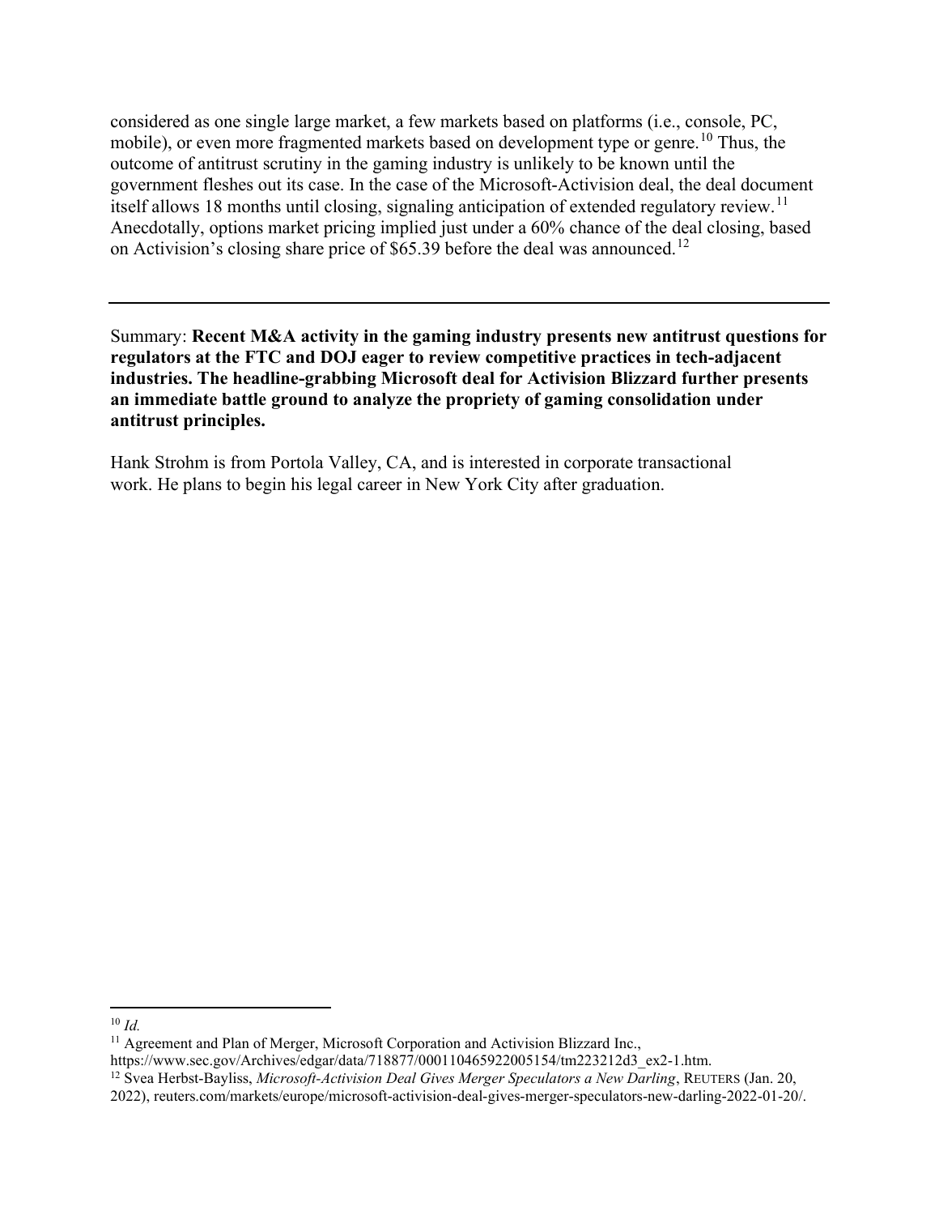considered as one single large market, a few markets based on platforms (i.e., console, PC, mobile), or even more fragmented markets based on development type or genre.[10] Thus, the outcome of antitrust scrutiny in the gaming industry is unlikely to be known until the government fleshes out its case. In the case of the Microsoft-Activision deal, the deal document itself allows 18 months until closing, signaling anticipation of extended regulatory review.[11] Anecdotally, options market pricing implied just under a 60% chance of the deal closing, based on Activision's closing share price of $65.39 before the deal was announced.[12]

---

Summary: **Recent M&A activity in the gaming industry presents new antitrust questions for regulators at the FTC and DOJ eager to review competitive practices in tech-adjacent industries. The headline-grabbing Microsoft deal for Activision Blizzard further presents an immediate battle ground to analyze the propriety of gaming consolidation under antitrust principles.**

Hank Strohm is from Portola Valley, CA, and is interested in corporate transactional work. He plans to begin his legal career in New York City after graduation.

---

[10] *Id.*

[11] Agreement and Plan of Merger, Microsoft Corporation and Activision Blizzard Inc., https://www.sec.gov/Archives/edgar/data/718877/000110465922005154/tm223212d3_ex2-1.htm.

[12] Svea Herbst-Bayliss, *Microsoft-Activision Deal Gives Merger Speculators a New Darling*, REUTERS (Jan. 20, 2022), reuters.com/markets/europe/microsoft-activision-deal-gives-merger-speculators-new-darling-2022-01-20/.